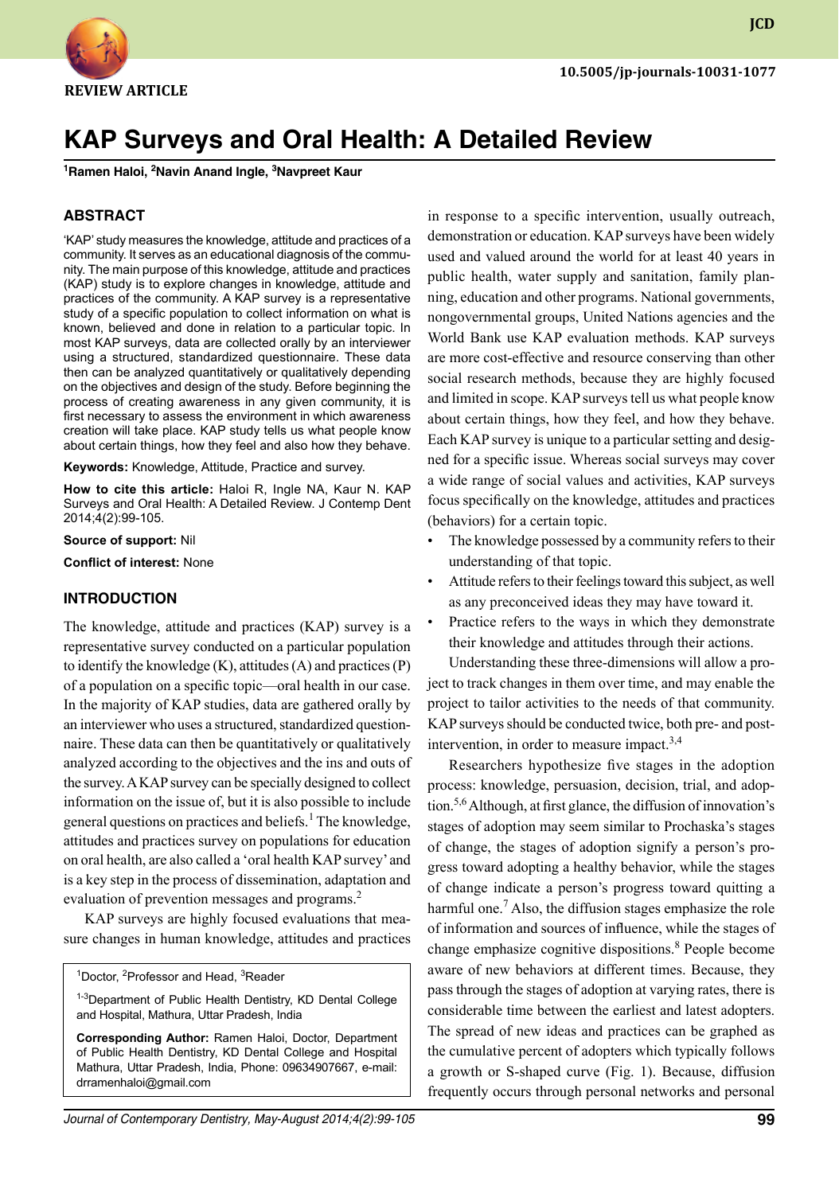REVIEW ARTICLE

10.5005/jp-journals-10031-1077

# KAP Surveys and Oral Health: A Detailed Review

[1]Ramen Haloi, [2]Navin Anand Ingle, [3]Navpreet Kaur

## ABSTRACT

'KAP' study measures the knowledge, attitude and practices of a community. It serves as an educational diagnosis of the community. The main purpose of this knowledge, attitude and practices (KAP) study is to explore changes in knowledge, attitude and practices of the community. A KAP survey is a representative study of a specific population to collect information on what is known, believed and done in relation to a particular topic. In most KAP surveys, data are collected orally by an interviewer using a structured, standardized questionnaire. These data then can be analyzed quantitatively or qualitatively depending on the objectives and design of the study. Before beginning the process of creating awareness in any given community, it is first necessary to assess the environment in which awareness creation will take place. KAP study tells us what people know about certain things, how they feel and also how they behave.

**Keywords:** Knowledge, Attitude, Practice and survey.

**How to cite this article:** Haloi R, Ingle NA, Kaur N. KAP Surveys and Oral Health: A Detailed Review. J Contemp Dent 2014;4(2):99-105.

**Source of support:** Nil

**Conflict of interest:** None

## INTRODUCTION

The knowledge, attitude and practices (KAP) survey is a representative survey conducted on a particular population to identify the knowledge (K), attitudes (A) and practices (P) of a population on a specific topic—oral health in our case. In the majority of KAP studies, data are gathered orally by an interviewer who uses a structured, standardized questionnaire. These data can then be quantitatively or qualitatively analyzed according to the objectives and the ins and outs of the survey. A KAP survey can be specially designed to collect information on the issue of, but it is also possible to include general questions on practices and beliefs.[1] The knowledge, attitudes and practices survey on populations for education on oral health, are also called a 'oral health KAP survey' and is a key step in the process of dissemination, adaptation and evaluation of prevention messages and programs.[2]

KAP surveys are highly focused evaluations that measure changes in human knowledge, attitudes and practices in response to a specific intervention, usually outreach, demonstration or education. KAP surveys have been widely used and valued around the world for at least 40 years in public health, water supply and sanitation, family planning, education and other programs. National governments, nongovernmental groups, United Nations agencies and the World Bank use KAP evaluation methods. KAP surveys are more cost-effective and resource conserving than other social research methods, because they are highly focused and limited in scope. KAP surveys tell us what people know about certain things, how they feel, and how they behave. Each KAP survey is unique to a particular setting and designed for a specific issue. Whereas social surveys may cover a wide range of social values and activities, KAP surveys focus specifically on the knowledge, attitudes and practices (behaviors) for a certain topic.

- The knowledge possessed by a community refers to their understanding of that topic.
- Attitude refers to their feelings toward this subject, as well as any preconceived ideas they may have toward it.
- Practice refers to the ways in which they demonstrate their knowledge and attitudes through their actions.

Understanding these three-dimensions will allow a project to track changes in them over time, and may enable the project to tailor activities to the needs of that community. KAP surveys should be conducted twice, both pre- and post-intervention, in order to measure impact.[3,4]

Researchers hypothesize five stages in the adoption process: knowledge, persuasion, decision, trial, and adoption.[5,6] Although, at first glance, the diffusion of innovation's stages of adoption may seem similar to Prochaska's stages of change, the stages of adoption signify a person's progress toward adopting a healthy behavior, while the stages of change indicate a person's progress toward quitting a harmful one.[7] Also, the diffusion stages emphasize the role of information and sources of influence, while the stages of change emphasize cognitive dispositions.[8] People become aware of new behaviors at different times. Because, they pass through the stages of adoption at varying rates, there is considerable time between the earliest and latest adopters. The spread of new ideas and practices can be graphed as the cumulative percent of adopters which typically follows a growth or S-shaped curve (Fig. 1). Because, diffusion frequently occurs through personal networks and personal

---

[1]Doctor, [2]Professor and Head, [3]Reader

[1-3]Department of Public Health Dentistry, KD Dental College and Hospital, Mathura, Uttar Pradesh, India

**Corresponding Author:** Ramen Haloi, Doctor, Department of Public Health Dentistry, KD Dental College and Hospital Mathura, Uttar Pradesh, India, Phone: 09634907667, e-mail: drramenhaloi@gmail.com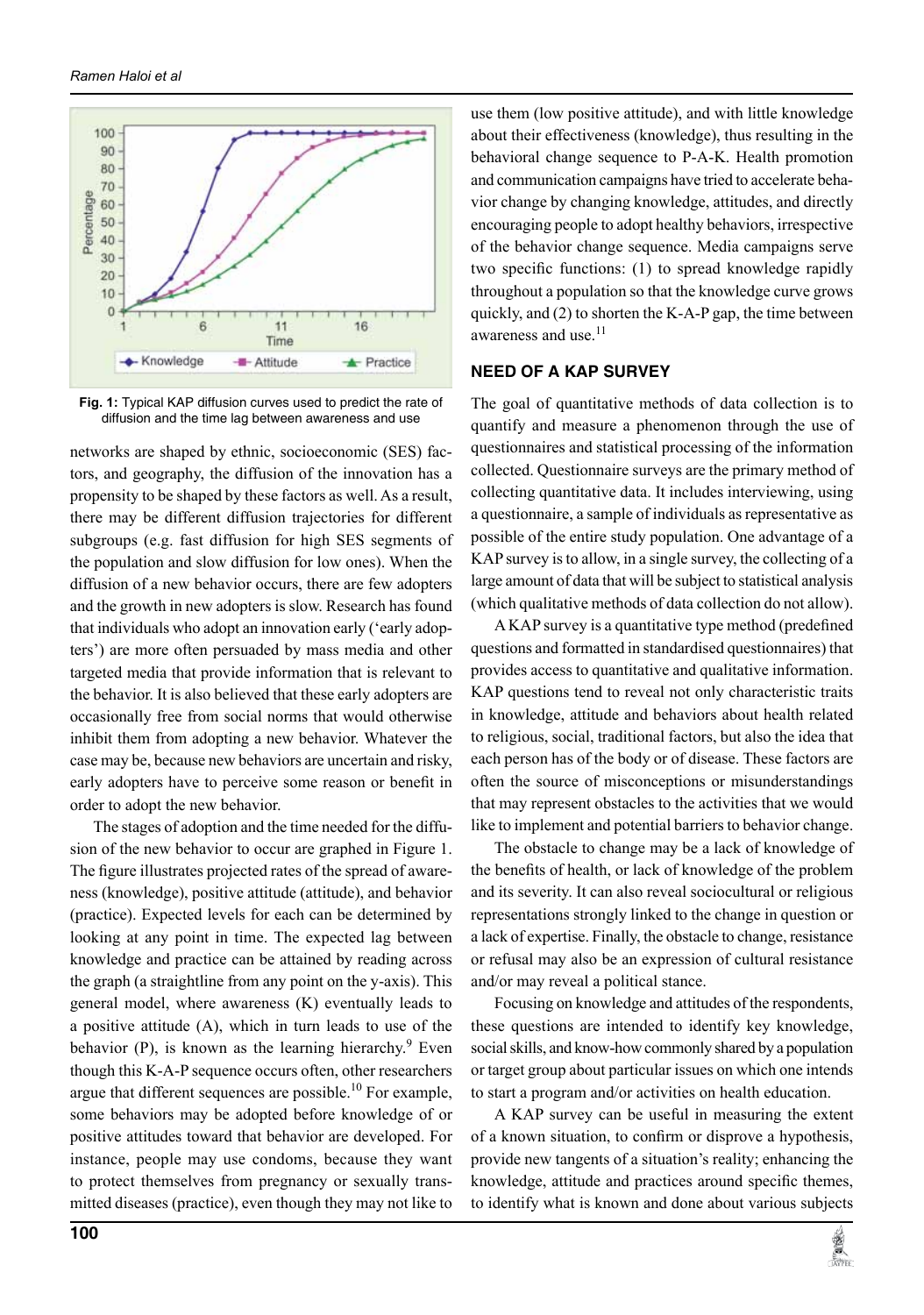**Fig. 1:** Typical KAP diffusion curves used to predict the rate of diffusion and the time lag between awareness and use

networks are shaped by ethnic, socioeconomic (SES) factors, and geography, the diffusion of the innovation has a propensity to be shaped by these factors as well. As a result, there may be different diffusion trajectories for different subgroups (e.g. fast diffusion for high SES segments of the population and slow diffusion for low ones). When the diffusion of a new behavior occurs, there are few adopters and the growth in new adopters is slow. Research has found that individuals who adopt an innovation early ('early adopters') are more often persuaded by mass media and other targeted media that provide information that is relevant to the behavior. It is also believed that these early adopters are occasionally free from social norms that would otherwise inhibit them from adopting a new behavior. Whatever the case may be, because new behaviors are uncertain and risky, early adopters have to perceive some reason or benefit in order to adopt the new behavior.

The stages of adoption and the time needed for the diffusion of the new behavior to occur are graphed in Figure 1. The figure illustrates projected rates of the spread of awareness (knowledge), positive attitude (attitude), and behavior (practice). Expected levels for each can be determined by looking at any point in time. The expected lag between knowledge and practice can be attained by reading across the graph (a straightline from any point on the y-axis). This general model, where awareness (K) eventually leads to a positive attitude (A), which in turn leads to use of the behavior (P), is known as the learning hierarchy.[9] Even though this K-A-P sequence occurs often, other researchers argue that different sequences are possible.[10] For example, some behaviors may be adopted before knowledge of or positive attitudes toward that behavior are developed. For instance, people may use condoms, because they want to protect themselves from pregnancy or sexually transmitted diseases (practice), even though they may not like to use them (low positive attitude), and with little knowledge about their effectiveness (knowledge), thus resulting in the behavioral change sequence to P-A-K. Health promotion and communication campaigns have tried to accelerate behavior change by changing knowledge, attitudes, and directly encouraging people to adopt healthy behaviors, irrespective of the behavior change sequence. Media campaigns serve two specific functions: (1) to spread knowledge rapidly throughout a population so that the knowledge curve grows quickly, and (2) to shorten the K-A-P gap, the time between awareness and use.[11]

## NEED OF A KAP SURVEY

The goal of quantitative methods of data collection is to quantify and measure a phenomenon through the use of questionnaires and statistical processing of the information collected. Questionnaire surveys are the primary method of collecting quantitative data. It includes interviewing, using a questionnaire, a sample of individuals as representative as possible of the entire study population. One advantage of a KAP survey is to allow, in a single survey, the collecting of a large amount of data that will be subject to statistical analysis (which qualitative methods of data collection do not allow).

A KAP survey is a quantitative type method (predefined questions and formatted in standardised questionnaires) that provides access to quantitative and qualitative information. KAP questions tend to reveal not only characteristic traits in knowledge, attitude and behaviors about health related to religious, social, traditional factors, but also the idea that each person has of the body or of disease. These factors are often the source of misconceptions or misunderstandings that may represent obstacles to the activities that we would like to implement and potential barriers to behavior change.

The obstacle to change may be a lack of knowledge of the benefits of health, or lack of knowledge of the problem and its severity. It can also reveal sociocultural or religious representations strongly linked to the change in question or a lack of expertise. Finally, the obstacle to change, resistance or refusal may also be an expression of cultural resistance and/or may reveal a political stance.

Focusing on knowledge and attitudes of the respondents, these questions are intended to identify key knowledge, social skills, and know-how commonly shared by a population or target group about particular issues on which one intends to start a program and/or activities on health education.

A KAP survey can be useful in measuring the extent of a known situation, to confirm or disprove a hypothesis, provide new tangents of a situation's reality; enhancing the knowledge, attitude and practices around specific themes, to identify what is known and done about various subjects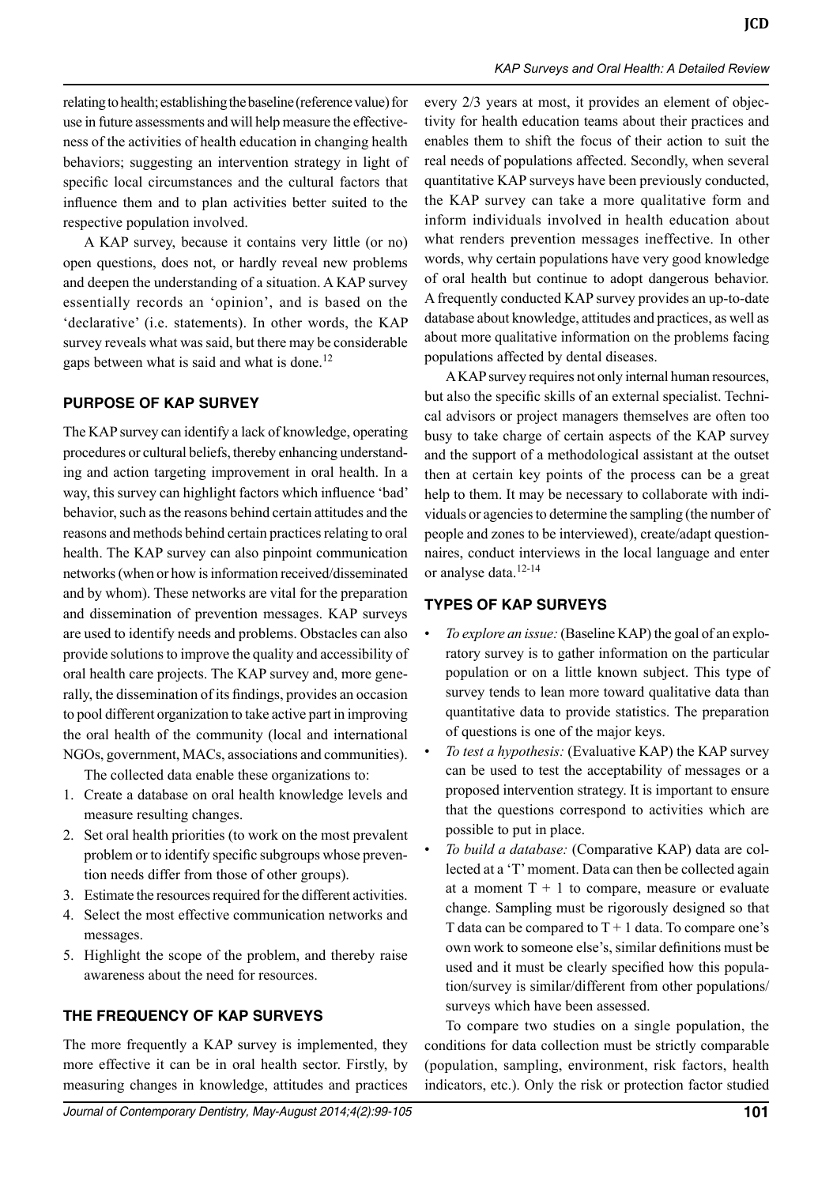relating to health; establishing the baseline (reference value) for use in future assessments and will help measure the effectiveness of the activities of health education in changing health behaviors; suggesting an intervention strategy in light of specific local circumstances and the cultural factors that influence them and to plan activities better suited to the respective population involved.

A KAP survey, because it contains very little (or no) open questions, does not, or hardly reveal new problems and deepen the understanding of a situation. A KAP survey essentially records an 'opinion', and is based on the 'declarative' (i.e. statements). In other words, the KAP survey reveals what was said, but there may be considerable gaps between what is said and what is done.[12]

## PURPOSE OF KAP SURVEY

The KAP survey can identify a lack of knowledge, operating procedures or cultural beliefs, thereby enhancing understanding and action targeting improvement in oral health. In a way, this survey can highlight factors which influence 'bad' behavior, such as the reasons behind certain attitudes and the reasons and methods behind certain practices relating to oral health. The KAP survey can also pinpoint communication networks (when or how is information received/disseminated and by whom). These networks are vital for the preparation and dissemination of prevention messages. KAP surveys are used to identify needs and problems. Obstacles can also provide solutions to improve the quality and accessibility of oral health care projects. The KAP survey and, more generally, the dissemination of its findings, provides an occasion to pool different organization to take active part in improving the oral health of the community (local and international NGOs, government, MACs, associations and communities).

The collected data enable these organizations to:

1. Create a database on oral health knowledge levels and measure resulting changes.
2. Set oral health priorities (to work on the most prevalent problem or to identify specific subgroups whose prevention needs differ from those of other groups).
3. Estimate the resources required for the different activities.
4. Select the most effective communication networks and messages.
5. Highlight the scope of the problem, and thereby raise awareness about the need for resources.

## THE FREQUENCY OF KAP SURVEYS

The more frequently a KAP survey is implemented, they more effective it can be in oral health sector. Firstly, by measuring changes in knowledge, attitudes and practices every 2/3 years at most, it provides an element of objectivity for health education teams about their practices and enables them to shift the focus of their action to suit the real needs of populations affected. Secondly, when several quantitative KAP surveys have been previously conducted, the KAP survey can take a more qualitative form and inform individuals involved in health education about what renders prevention messages ineffective. In other words, why certain populations have very good knowledge of oral health but continue to adopt dangerous behavior. A frequently conducted KAP survey provides an up-to-date database about knowledge, attitudes and practices, as well as about more qualitative information on the problems facing populations affected by dental diseases.

A KAP survey requires not only internal human resources, but also the specific skills of an external specialist. Technical advisors or project managers themselves are often too busy to take charge of certain aspects of the KAP survey and the support of a methodological assistant at the outset then at certain key points of the process can be a great help to them. It may be necessary to collaborate with individuals or agencies to determine the sampling (the number of people and zones to be interviewed), create/adapt questionnaires, conduct interviews in the local language and enter or analyse data.[12-14]

## TYPES OF KAP SURVEYS

- *To explore an issue:* (Baseline KAP) the goal of an exploratory survey is to gather information on the particular population or on a little known subject. This type of survey tends to lean more toward qualitative data than quantitative data to provide statistics. The preparation of questions is one of the major keys.
- *To test a hypothesis:* (Evaluative KAP) the KAP survey can be used to test the acceptability of messages or a proposed intervention strategy. It is important to ensure that the questions correspond to activities which are possible to put in place.
- *To build a database:* (Comparative KAP) data are collected at a 'T' moment. Data can then be collected again at a moment $T + 1$ to compare, measure or evaluate change. Sampling must be rigorously designed so that T data can be compared to $T + 1$ data. To compare one's own work to someone else's, similar definitions must be used and it must be clearly specified how this population/survey is similar/different from other populations/surveys which have been assessed.

To compare two studies on a single population, the conditions for data collection must be strictly comparable (population, sampling, environment, risk factors, health indicators, etc.). Only the risk or protection factor studied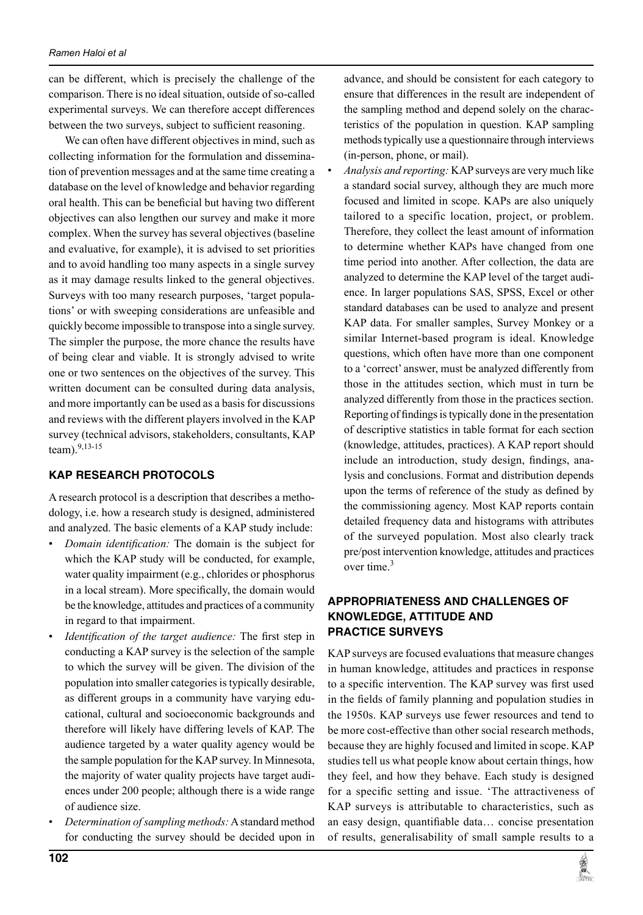can be different, which is precisely the challenge of the comparison. There is no ideal situation, outside of so-called experimental surveys. We can therefore accept differences between the two surveys, subject to sufficient reasoning.

We can often have different objectives in mind, such as collecting information for the formulation and dissemination of prevention messages and at the same time creating a database on the level of knowledge and behavior regarding oral health. This can be beneficial but having two different objectives can also lengthen our survey and make it more complex. When the survey has several objectives (baseline and evaluative, for example), it is advised to set priorities and to avoid handling too many aspects in a single survey as it may damage results linked to the general objectives. Surveys with too many research purposes, 'target populations' or with sweeping considerations are unfeasible and quickly become impossible to transpose into a single survey. The simpler the purpose, the more chance the results have of being clear and viable. It is strongly advised to write one or two sentences on the objectives of the survey. This written document can be consulted during data analysis, and more importantly can be used as a basis for discussions and reviews with the different players involved in the KAP survey (technical advisors, stakeholders, consultants, KAP team).[9,13-15]

## KAP RESEARCH PROTOCOLS

A research protocol is a description that describes a methodology, i.e. how a research study is designed, administered and analyzed. The basic elements of a KAP study include:

- *Domain identification:* The domain is the subject for which the KAP study will be conducted, for example, water quality impairment (e.g., chlorides or phosphorus in a local stream). More specifically, the domain would be the knowledge, attitudes and practices of a community in regard to that impairment.
- *Identification of the target audience:* The first step in conducting a KAP survey is the selection of the sample to which the survey will be given. The division of the population into smaller categories is typically desirable, as different groups in a community have varying educational, cultural and socioeconomic backgrounds and therefore will likely have differing levels of KAP. The audience targeted by a water quality agency would be the sample population for the KAP survey. In Minnesota, the majority of water quality projects have target audiences under 200 people; although there is a wide range of audience size.
- *Determination of sampling methods:* A standard method for conducting the survey should be decided upon in advance, and should be consistent for each category to ensure that differences in the result are independent of the sampling method and depend solely on the characteristics of the population in question. KAP sampling methods typically use a questionnaire through interviews (in-person, phone, or mail).
- *Analysis and reporting:* KAP surveys are very much like a standard social survey, although they are much more focused and limited in scope. KAPs are also uniquely tailored to a specific location, project, or problem. Therefore, they collect the least amount of information to determine whether KAPs have changed from one time period into another. After collection, the data are analyzed to determine the KAP level of the target audience. In larger populations SAS, SPSS, Excel or other standard databases can be used to analyze and present KAP data. For smaller samples, Survey Monkey or a similar Internet-based program is ideal. Knowledge questions, which often have more than one component to a 'correct' answer, must be analyzed differently from those in the attitudes section, which must in turn be analyzed differently from those in the practices section. Reporting of findings is typically done in the presentation of descriptive statistics in table format for each section (knowledge, attitudes, practices). A KAP report should include an introduction, study design, findings, analysis and conclusions. Format and distribution depends upon the terms of reference of the study as defined by the commissioning agency. Most KAP reports contain detailed frequency data and histograms with attributes of the surveyed population. Most also clearly track pre/post intervention knowledge, attitudes and practices over time.[3]

## APPROPRIATENESS AND CHALLENGES OF KNOWLEDGE, ATTITUDE AND PRACTICE SURVEYS

KAP surveys are focused evaluations that measure changes in human knowledge, attitudes and practices in response to a specific intervention. The KAP survey was first used in the fields of family planning and population studies in the 1950s. KAP surveys use fewer resources and tend to be more cost-effective than other social research methods, because they are highly focused and limited in scope. KAP studies tell us what people know about certain things, how they feel, and how they behave. Each study is designed for a specific setting and issue. 'The attractiveness of KAP surveys is attributable to characteristics, such as an easy design, quantifiable data… concise presentation of results, generalisability of small sample results to a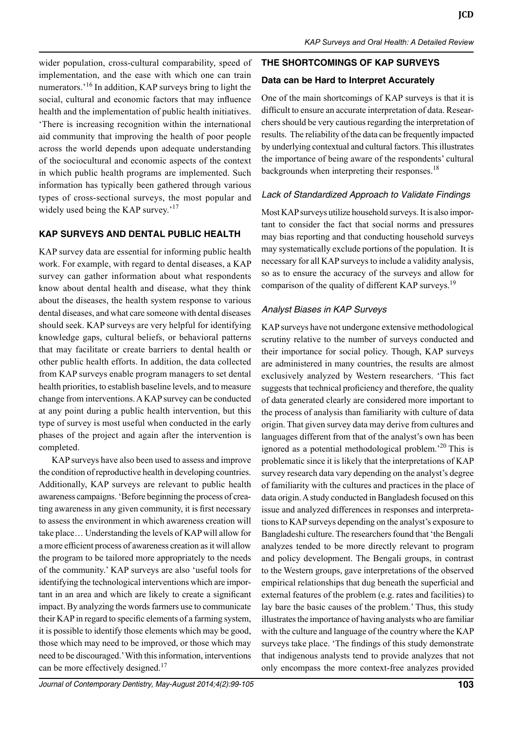wider population, cross-cultural comparability, speed of implementation, and the ease with which one can train numerators.'[16] In addition, KAP surveys bring to light the social, cultural and economic factors that may influence health and the implementation of public health initiatives. 'There is increasing recognition within the international aid community that improving the health of poor people across the world depends upon adequate understanding of the sociocultural and economic aspects of the context in which public health programs are implemented. Such information has typically been gathered through various types of cross-sectional surveys, the most popular and widely used being the KAP survey.'[17]

## KAP SURVEYS AND DENTAL PUBLIC HEALTH

KAP survey data are essential for informing public health work. For example, with regard to dental diseases, a KAP survey can gather information about what respondents know about dental health and disease, what they think about the diseases, the health system response to various dental diseases, and what care someone with dental diseases should seek. KAP surveys are very helpful for identifying knowledge gaps, cultural beliefs, or behavioral patterns that may facilitate or create barriers to dental health or other public health efforts. In addition, the data collected from KAP surveys enable program managers to set dental health priorities, to establish baseline levels, and to measure change from interventions. A KAP survey can be conducted at any point during a public health intervention, but this type of survey is most useful when conducted in the early phases of the project and again after the intervention is completed.

KAP surveys have also been used to assess and improve the condition of reproductive health in developing countries. Additionally, KAP surveys are relevant to public health awareness campaigns. 'Before beginning the process of creating awareness in any given community, it is first necessary to assess the environment in which awareness creation will take place… Understanding the levels of KAP will allow for a more efficient process of awareness creation as it will allow the program to be tailored more appropriately to the needs of the community.' KAP surveys are also 'useful tools for identifying the technological interventions which are important in an area and which are likely to create a significant impact. By analyzing the words farmers use to communicate their KAP in regard to specific elements of a farming system, it is possible to identify those elements which may be good, those which may need to be improved, or those which may need to be discouraged.' With this information, interventions can be more effectively designed.[17]

## THE SHORTCOMINGS OF KAP SURVEYS

### Data can be Hard to Interpret Accurately

One of the main shortcomings of KAP surveys is that it is difficult to ensure an accurate interpretation of data. Researchers should be very cautious regarding the interpretation of results. The reliability of the data can be frequently impacted by underlying contextual and cultural factors. This illustrates the importance of being aware of the respondents' cultural backgrounds when interpreting their responses.[18]

### *Lack of Standardized Approach to Validate Findings*

Most KAP surveys utilize household surveys. It is also important to consider the fact that social norms and pressures may bias reporting and that conducting household surveys may systematically exclude portions of the population. It is necessary for all KAP surveys to include a validity analysis, so as to ensure the accuracy of the surveys and allow for comparison of the quality of different KAP surveys.[19]

### *Analyst Biases in KAP Surveys*

KAP surveys have not undergone extensive methodological scrutiny relative to the number of surveys conducted and their importance for social policy. Though, KAP surveys are administered in many countries, the results are almost exclusively analyzed by Western researchers. 'This fact suggests that technical proficiency and therefore, the quality of data generated clearly are considered more important to the process of analysis than familiarity with culture of data origin. That given survey data may derive from cultures and languages different from that of the analyst's own has been ignored as a potential methodological problem.'[20] This is problematic since it is likely that the interpretations of KAP survey research data vary depending on the analyst's degree of familiarity with the cultures and practices in the place of data origin. A study conducted in Bangladesh focused on this issue and analyzed differences in responses and interpretations to KAP surveys depending on the analyst's exposure to Bangladeshi culture. The researchers found that 'the Bengali analyzes tended to be more directly relevant to program and policy development. The Bengali groups, in contrast to the Western groups, gave interpretations of the observed empirical relationships that dug beneath the superficial and external features of the problem (e.g. rates and facilities) to lay bare the basic causes of the problem.' Thus, this study illustrates the importance of having analysts who are familiar with the culture and language of the country where the KAP surveys take place. 'The findings of this study demonstrate that indigenous analysts tend to provide analyzes that not only encompass the more context-free analyzes provided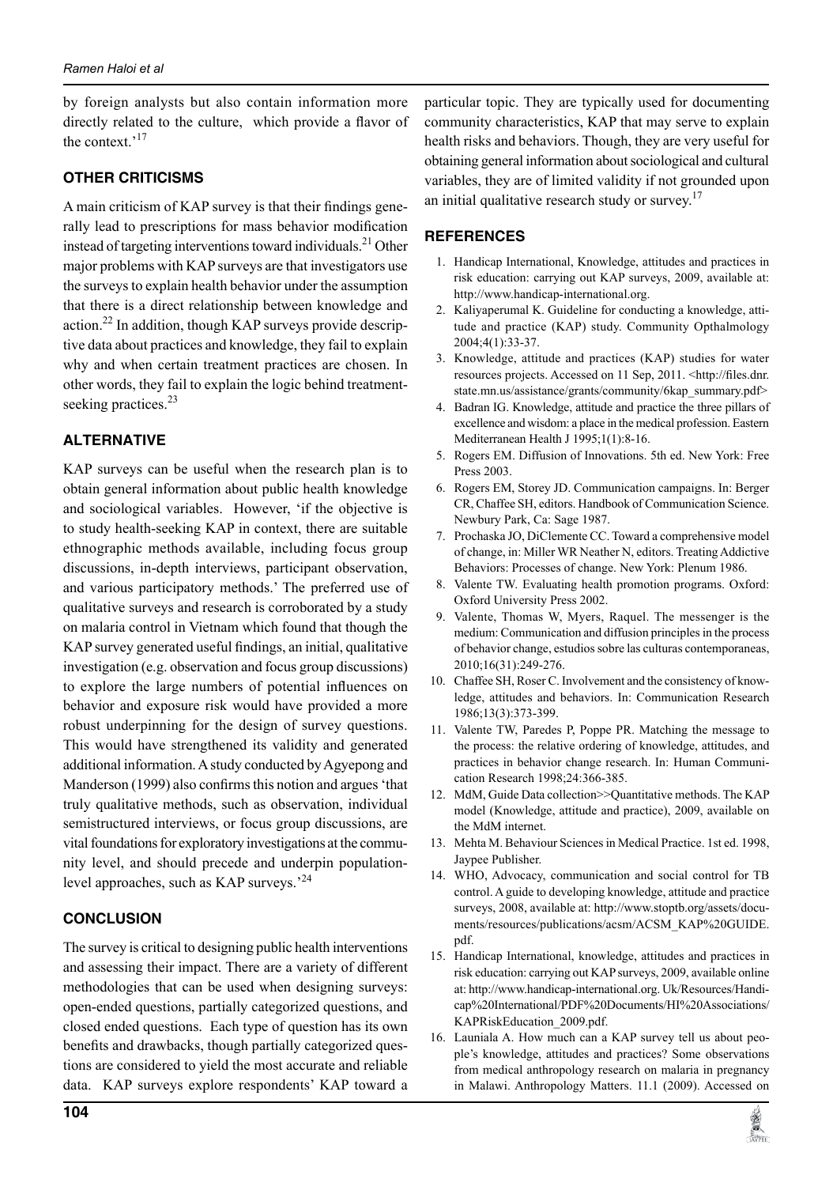by foreign analysts but also contain information more directly related to the culture, which provide a flavor of the context.'[17]

## OTHER CRITICISMS

A main criticism of KAP survey is that their findings generally lead to prescriptions for mass behavior modification instead of targeting interventions toward individuals.[21] Other major problems with KAP surveys are that investigators use the surveys to explain health behavior under the assumption that there is a direct relationship between knowledge and action.[22] In addition, though KAP surveys provide descriptive data about practices and knowledge, they fail to explain why and when certain treatment practices are chosen. In other words, they fail to explain the logic behind treatment-seeking practices.[23]

## ALTERNATIVE

KAP surveys can be useful when the research plan is to obtain general information about public health knowledge and sociological variables. However, 'if the objective is to study health-seeking KAP in context, there are suitable ethnographic methods available, including focus group discussions, in-depth interviews, participant observation, and various participatory methods.' The preferred use of qualitative surveys and research is corroborated by a study on malaria control in Vietnam which found that though the KAP survey generated useful findings, an initial, qualitative investigation (e.g. observation and focus group discussions) to explore the large numbers of potential influences on behavior and exposure risk would have provided a more robust underpinning for the design of survey questions. This would have strengthened its validity and generated additional information. A study conducted by Agyepong and Manderson (1999) also confirms this notion and argues 'that truly qualitative methods, such as observation, individual semistructured interviews, or focus group discussions, are vital foundations for exploratory investigations at the community level, and should precede and underpin population-level approaches, such as KAP surveys.'[24]

## CONCLUSION

The survey is critical to designing public health interventions and assessing their impact. There are a variety of different methodologies that can be used when designing surveys: open-ended questions, partially categorized questions, and closed ended questions. Each type of question has its own benefits and drawbacks, though partially categorized questions are considered to yield the most accurate and reliable data. KAP surveys explore respondents' KAP toward a particular topic. They are typically used for documenting community characteristics, KAP that may serve to explain health risks and behaviors. Though, they are very useful for obtaining general information about sociological and cultural variables, they are of limited validity if not grounded upon an initial qualitative research study or survey.[17]

## REFERENCES

1. Handicap International, Knowledge, attitudes and practices in risk education: carrying out KAP surveys, 2009, available at: http://www.handicap-international.org.
2. Kaliyaperumal K. Guideline for conducting a knowledge, attitude and practice (KAP) study. Community Opthalmology 2004;4(1):33-37.
3. Knowledge, attitude and practices (KAP) studies for water resources projects. Accessed on 11 Sep, 2011. <http://files.dnr.state.mn.us/assistance/grants/community/6kap_summary.pdf>
4. Badran IG. Knowledge, attitude and practice the three pillars of excellence and wisdom: a place in the medical profession. Eastern Mediterranean Health J 1995;1(1):8-16.
5. Rogers EM. Diffusion of Innovations. 5th ed. New York: Free Press 2003.
6. Rogers EM, Storey JD. Communication campaigns. In: Berger CR, Chaffee SH, editors. Handbook of Communication Science. Newbury Park, Ca: Sage 1987.
7. Prochaska JO, DiClemente CC. Toward a comprehensive model of change, in: Miller WR Neather N, editors. Treating Addictive Behaviors: Processes of change. New York: Plenum 1986.
8. Valente TW. Evaluating health promotion programs. Oxford: Oxford University Press 2002.
9. Valente, Thomas W, Myers, Raquel. The messenger is the medium: Communication and diffusion principles in the process of behavior change, estudios sobre las culturas contemporaneas, 2010;16(31):249-276.
10. Chaffee SH, Roser C. Involvement and the consistency of knowledge, attitudes and behaviors. In: Communication Research 1986;13(3):373-399.
11. Valente TW, Paredes P, Poppe PR. Matching the message to the process: the relative ordering of knowledge, attitudes, and practices in behavior change research. In: Human Communication Research 1998;24:366-385.
12. MdM, Guide Data collection>>Quantitative methods. The KAP model (Knowledge, attitude and practice), 2009, available on the MdM internet.
13. Mehta M. Behaviour Sciences in Medical Practice. 1st ed. 1998, Jaypee Publisher.
14. WHO, Advocacy, communication and social control for TB control. A guide to developing knowledge, attitude and practice surveys, 2008, available at: http://www.stoptb.org/assets/documents/resources/publications/acsm/ACSM_KAP%20GUIDE.pdf.
15. Handicap International, knowledge, attitudes and practices in risk education: carrying out KAP surveys, 2009, available online at: http://www.handicap-international.org. Uk/Resources/Handicap%20International/PDF%20Documents/HI%20Associations/KAPRiskEducation_2009.pdf.
16. Launiala A. How much can a KAP survey tell us about people's knowledge, attitudes and practices? Some observations from medical anthropology research on malaria in pregnancy in Malawi. Anthropology Matters. 11.1 (2009). Accessed on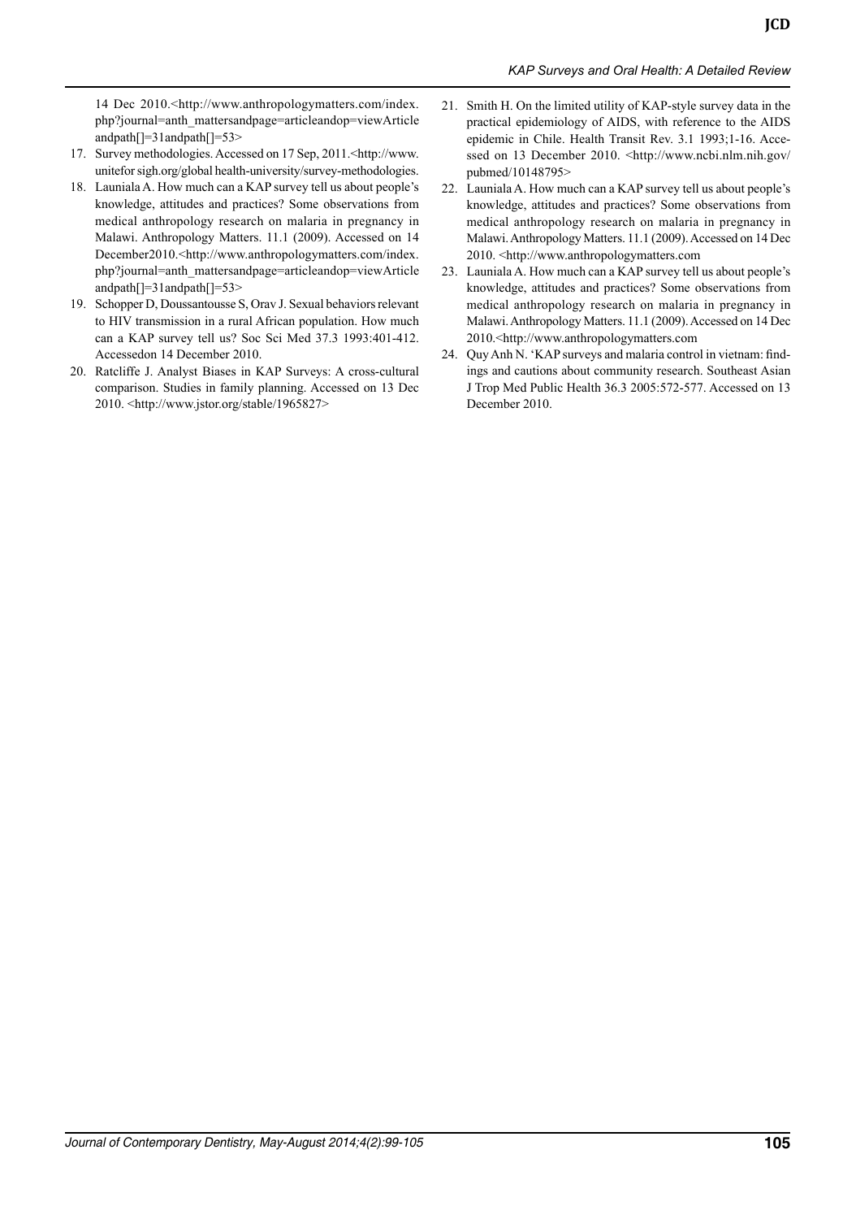14 Dec 2010.<http://www.anthropologymatters.com/index.php?journal=anth_mattersandpage=articleandop=viewArticleandpath[]=31andpath[]=53>

17. Survey methodologies. Accessed on 17 Sep, 2011.<http://www.unitefor sigh.org/global health-university/survey-methodologies.
18. Launiala A. How much can a KAP survey tell us about people's knowledge, attitudes and practices? Some observations from medical anthropology research on malaria in pregnancy in Malawi. Anthropology Matters. 11.1 (2009). Accessed on 14 December2010.<http://www.anthropologymatters.com/index.php?journal=anth_mattersandpage=articleandop=viewArticleandpath[]=31andpath[]=53>
19. Schopper D, Doussantousse S, Orav J. Sexual behaviors relevant to HIV transmission in a rural African population. How much can a KAP survey tell us? Soc Sci Med 37.3 1993:401-412. Accessedon 14 December 2010.
20. Ratcliffe J. Analyst Biases in KAP Surveys: A cross-cultural comparison. Studies in family planning. Accessed on 13 Dec 2010. <http://www.jstor.org/stable/1965827>
21. Smith H. On the limited utility of KAP-style survey data in the practical epidemiology of AIDS, with reference to the AIDS epidemic in Chile. Health Transit Rev. 3.1 1993;1-16. Accessed on 13 December 2010. <http://www.ncbi.nlm.nih.gov/pubmed/10148795>
22. Launiala A. How much can a KAP survey tell us about people's knowledge, attitudes and practices? Some observations from medical anthropology research on malaria in pregnancy in Malawi. Anthropology Matters. 11.1 (2009). Accessed on 14 Dec 2010. <http://www.anthropologymatters.com
23. Launiala A. How much can a KAP survey tell us about people's knowledge, attitudes and practices? Some observations from medical anthropology research on malaria in pregnancy in Malawi. Anthropology Matters. 11.1 (2009). Accessed on 14 Dec 2010.<http://www.anthropologymatters.com
24. Quy Anh N. 'KAP surveys and malaria control in vietnam: findings and cautions about community research. Southeast Asian J Trop Med Public Health 36.3 2005:572-577. Accessed on 13 December 2010.